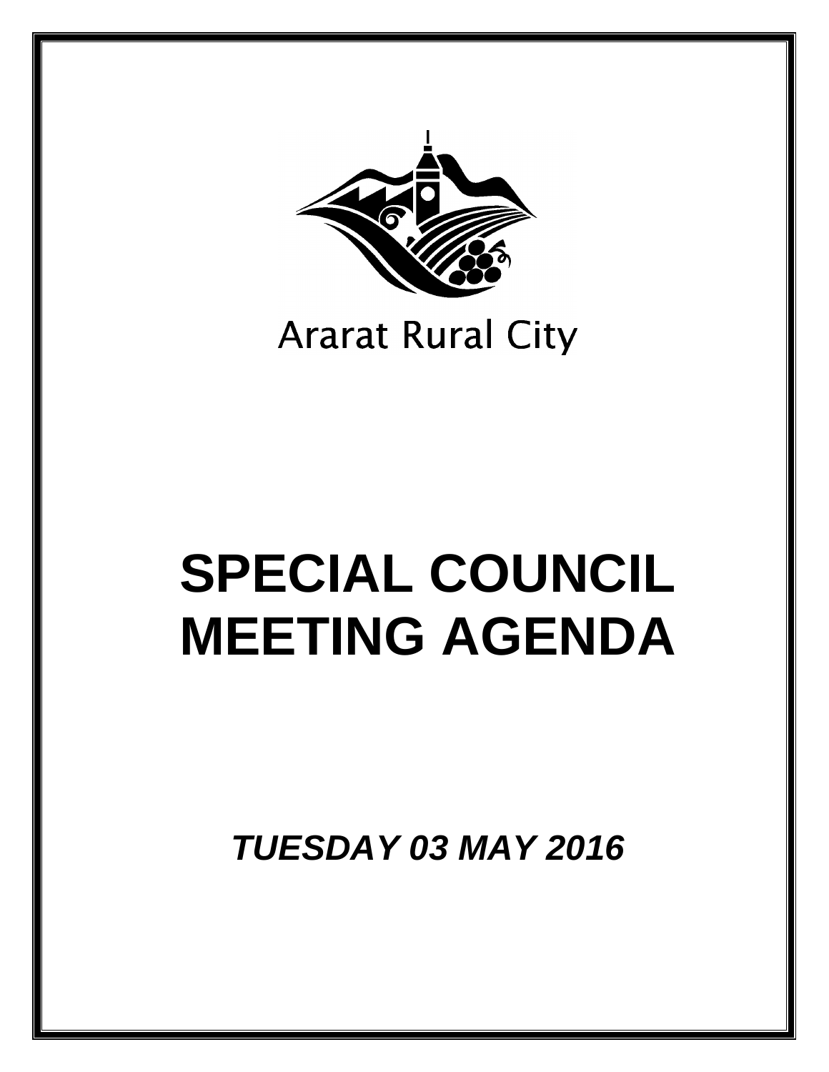Ararat Rural City

# SPECIAL COUNCIL MEETING AGENDA

***TUESDAY 03 MAY 2016***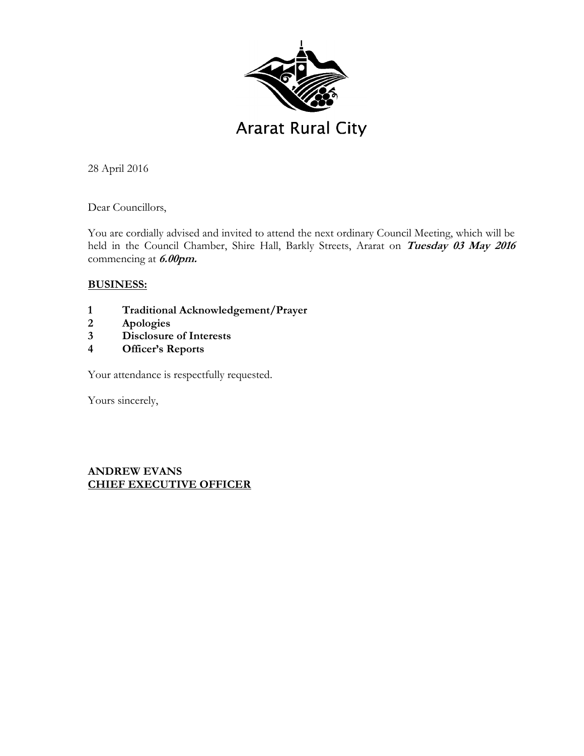Ararat Rural City

28 April 2016

Dear Councillors,

You are cordially advised and invited to attend the next ordinary Council Meeting, which will be held in the Council Chamber, Shire Hall, Barkly Streets, Ararat on ***Tuesday 03 May 2016*** commencing at ***6.00pm.***

**BUSINESS:**

**1 Traditional Acknowledgement/Prayer**
**2 Apologies**
**3 Disclosure of Interests**
**4 Officer's Reports**

Your attendance is respectfully requested.

Yours sincerely,

**ANDREW EVANS**
**CHIEF EXECUTIVE OFFICER**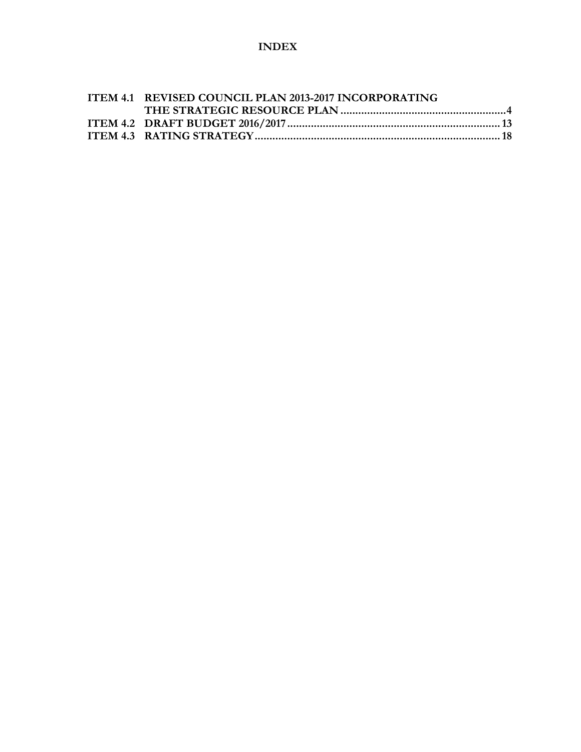# INDEX

| | | |
|---|---|---|
| **ITEM 4.1** | **REVISED COUNCIL PLAN 2013-2017 INCORPORATING THE STRATEGIC RESOURCE PLAN** | **4** |
| **ITEM 4.2** | **DRAFT BUDGET 2016/2017** | **13** |
| **ITEM 4.3** | **RATING STRATEGY** | **18** |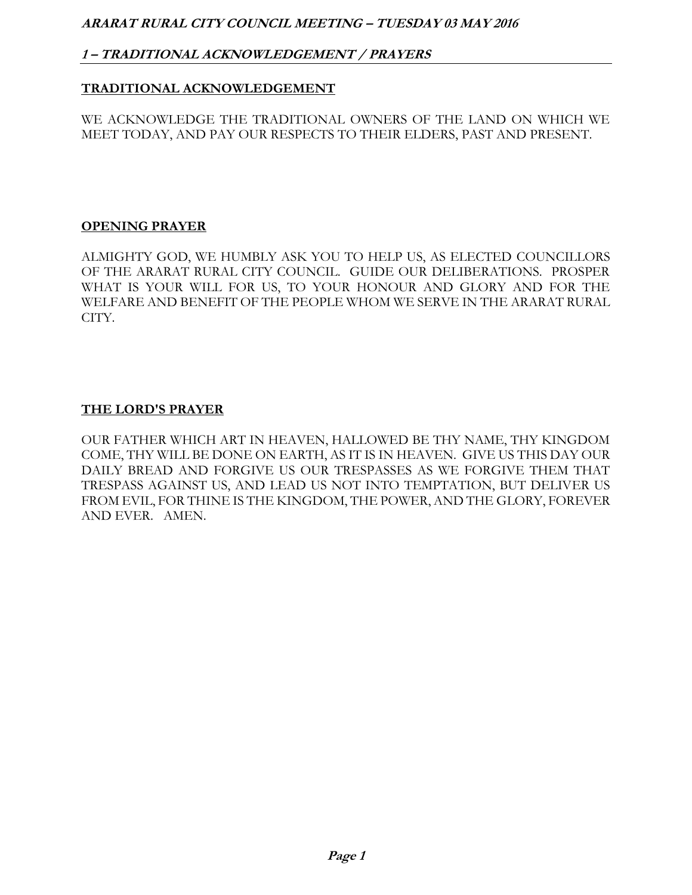## 1 – TRADITIONAL ACKNOWLEDGEMENT / PRAYERS

### TRADITIONAL ACKNOWLEDGEMENT

WE ACKNOWLEDGE THE TRADITIONAL OWNERS OF THE LAND ON WHICH WE MEET TODAY, AND PAY OUR RESPECTS TO THEIR ELDERS, PAST AND PRESENT.

### OPENING PRAYER

ALMIGHTY GOD, WE HUMBLY ASK YOU TO HELP US, AS ELECTED COUNCILLORS OF THE ARARAT RURAL CITY COUNCIL. GUIDE OUR DELIBERATIONS. PROSPER WHAT IS YOUR WILL FOR US, TO YOUR HONOUR AND GLORY AND FOR THE WELFARE AND BENEFIT OF THE PEOPLE WHOM WE SERVE IN THE ARARAT RURAL CITY.

### THE LORD'S PRAYER

OUR FATHER WHICH ART IN HEAVEN, HALLOWED BE THY NAME, THY KINGDOM COME, THY WILL BE DONE ON EARTH, AS IT IS IN HEAVEN. GIVE US THIS DAY OUR DAILY BREAD AND FORGIVE US OUR TRESPASSES AS WE FORGIVE THEM THAT TRESPASS AGAINST US, AND LEAD US NOT INTO TEMPTATION, BUT DELIVER US FROM EVIL, FOR THINE IS THE KINGDOM, THE POWER, AND THE GLORY, FOREVER AND EVER. AMEN.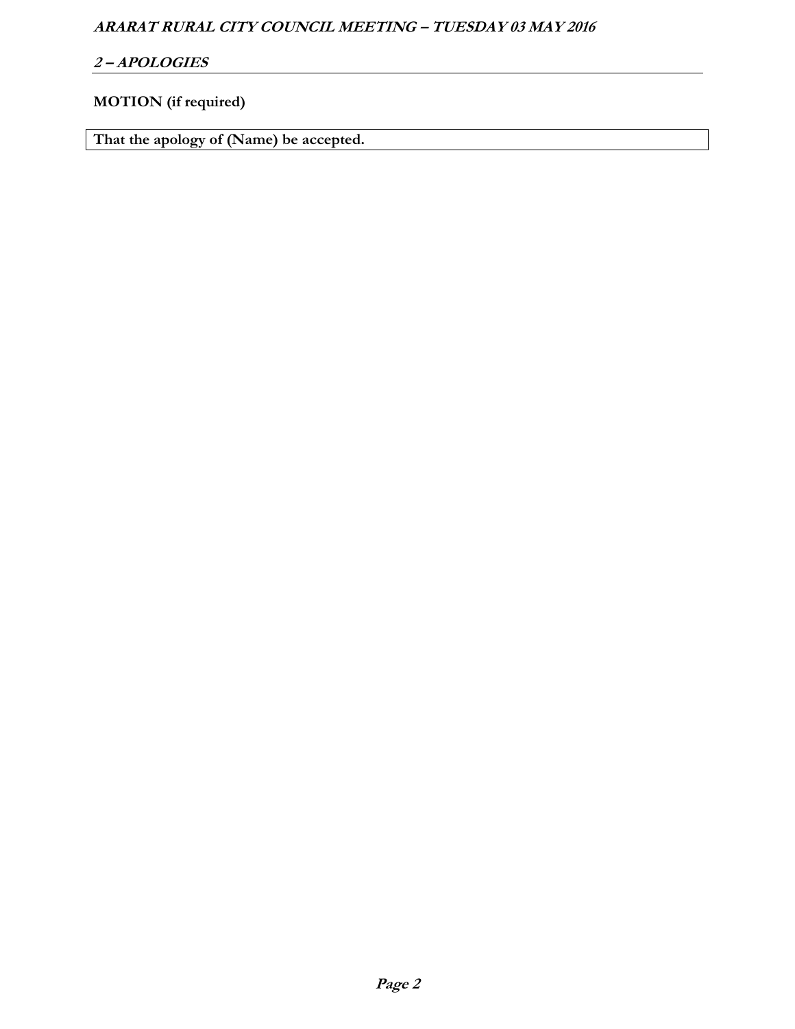## 2 – APOLOGIES

**MOTION (if required)**

**That the apology of (Name) be accepted.**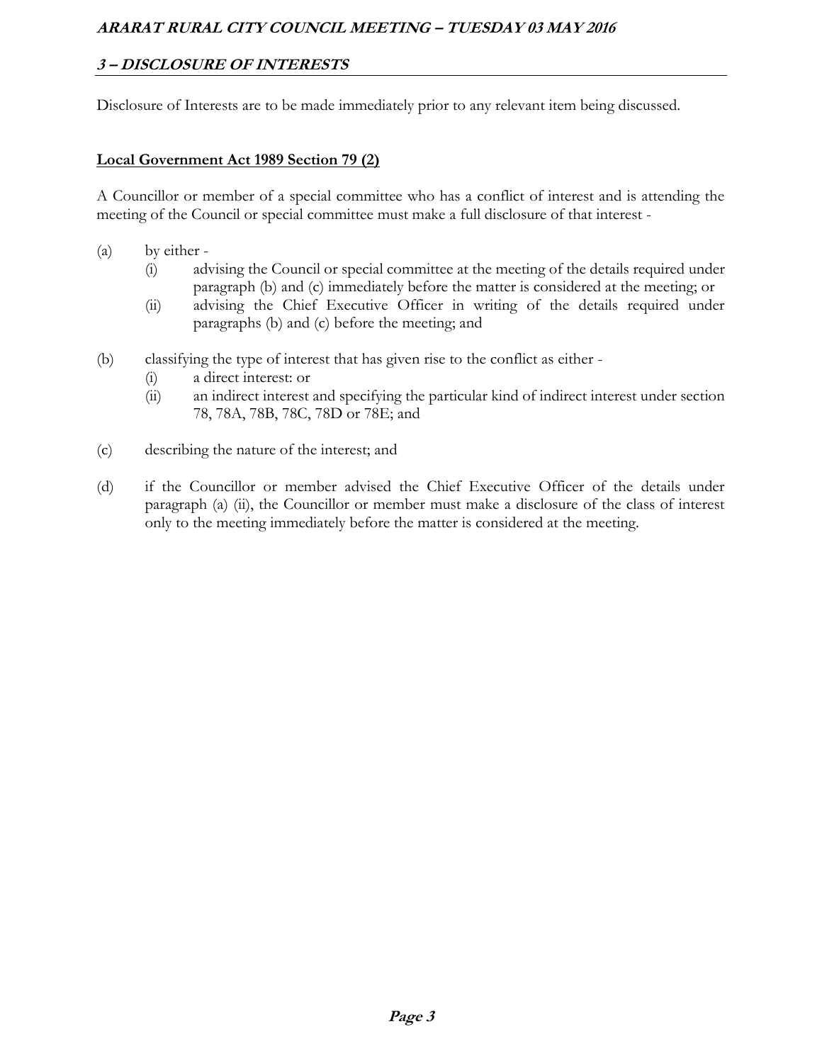## 3 – DISCLOSURE OF INTERESTS

Disclosure of Interests are to be made immediately prior to any relevant item being discussed.

**Local Government Act 1989 Section 79 (2)**

A Councillor or member of a special committee who has a conflict of interest and is attending the meeting of the Council or special committee must make a full disclosure of that interest -

(a) by either -
   (i) advising the Council or special committee at the meeting of the details required under paragraph (b) and (c) immediately before the matter is considered at the meeting; or
   (ii) advising the Chief Executive Officer in writing of the details required under paragraphs (b) and (c) before the meeting; and

(b) classifying the type of interest that has given rise to the conflict as either -
   (i) a direct interest: or
   (ii) an indirect interest and specifying the particular kind of indirect interest under section 78, 78A, 78B, 78C, 78D or 78E; and

(c) describing the nature of the interest; and

(d) if the Councillor or member advised the Chief Executive Officer of the details under paragraph (a) (ii), the Councillor or member must make a disclosure of the class of interest only to the meeting immediately before the matter is considered at the meeting.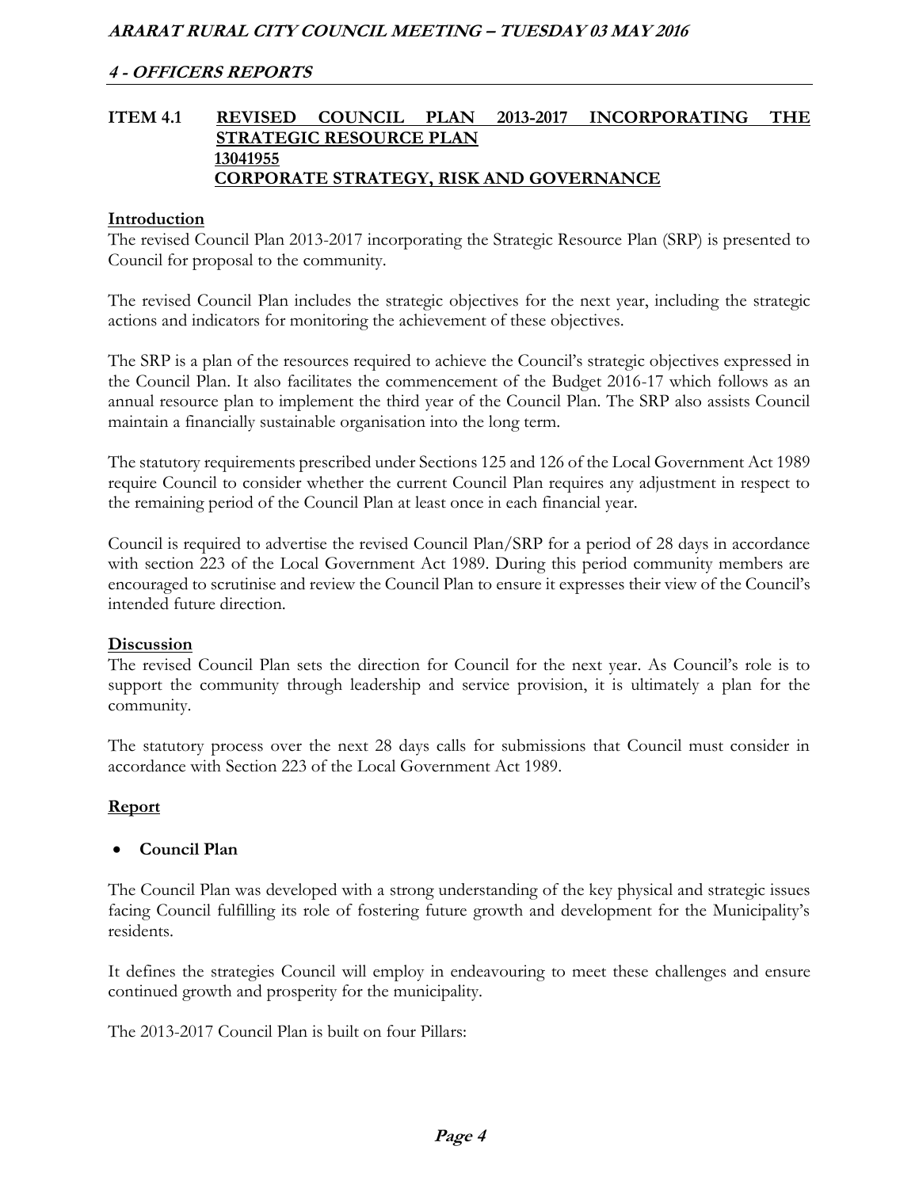## ITEM 4.1 REVISED COUNCIL PLAN 2013-2017 INCORPORATING THE STRATEGIC RESOURCE PLAN
**13041955**
**CORPORATE STRATEGY, RISK AND GOVERNANCE**

### Introduction

The revised Council Plan 2013-2017 incorporating the Strategic Resource Plan (SRP) is presented to Council for proposal to the community.

The revised Council Plan includes the strategic objectives for the next year, including the strategic actions and indicators for monitoring the achievement of these objectives.

The SRP is a plan of the resources required to achieve the Council's strategic objectives expressed in the Council Plan. It also facilitates the commencement of the Budget 2016-17 which follows as an annual resource plan to implement the third year of the Council Plan. The SRP also assists Council maintain a financially sustainable organisation into the long term.

The statutory requirements prescribed under Sections 125 and 126 of the Local Government Act 1989 require Council to consider whether the current Council Plan requires any adjustment in respect to the remaining period of the Council Plan at least once in each financial year.

Council is required to advertise the revised Council Plan/SRP for a period of 28 days in accordance with section 223 of the Local Government Act 1989. During this period community members are encouraged to scrutinise and review the Council Plan to ensure it expresses their view of the Council's intended future direction.

### Discussion

The revised Council Plan sets the direction for Council for the next year. As Council's role is to support the community through leadership and service provision, it is ultimately a plan for the community.

The statutory process over the next 28 days calls for submissions that Council must consider in accordance with Section 223 of the Local Government Act 1989.

### Report

- **Council Plan**

The Council Plan was developed with a strong understanding of the key physical and strategic issues facing Council fulfilling its role of fostering future growth and development for the Municipality's residents.

It defines the strategies Council will employ in endeavouring to meet these challenges and ensure continued growth and prosperity for the municipality.

The 2013-2017 Council Plan is built on four Pillars: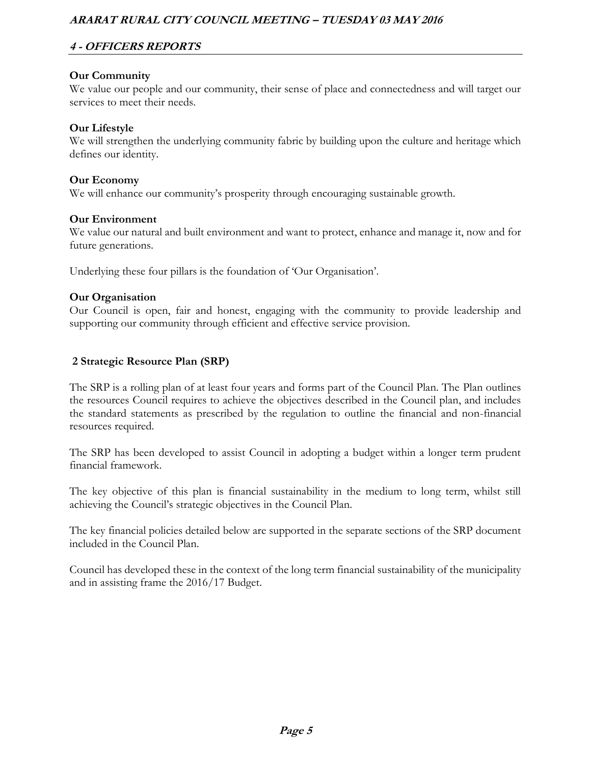**Our Community**

We value our people and our community, their sense of place and connectedness and will target our services to meet their needs.

**Our Lifestyle**

We will strengthen the underlying community fabric by building upon the culture and heritage which defines our identity.

**Our Economy**

We will enhance our community's prosperity through encouraging sustainable growth.

**Our Environment**

We value our natural and built environment and want to protect, enhance and manage it, now and for future generations.

Underlying these four pillars is the foundation of 'Our Organisation'.

**Our Organisation**

Our Council is open, fair and honest, engaging with the community to provide leadership and supporting our community through efficient and effective service provision.

## 2 Strategic Resource Plan (SRP)

The SRP is a rolling plan of at least four years and forms part of the Council Plan. The Plan outlines the resources Council requires to achieve the objectives described in the Council plan, and includes the standard statements as prescribed by the regulation to outline the financial and non-financial resources required.

The SRP has been developed to assist Council in adopting a budget within a longer term prudent financial framework.

The key objective of this plan is financial sustainability in the medium to long term, whilst still achieving the Council's strategic objectives in the Council Plan.

The key financial policies detailed below are supported in the separate sections of the SRP document included in the Council Plan.

Council has developed these in the context of the long term financial sustainability of the municipality and in assisting frame the 2016/17 Budget.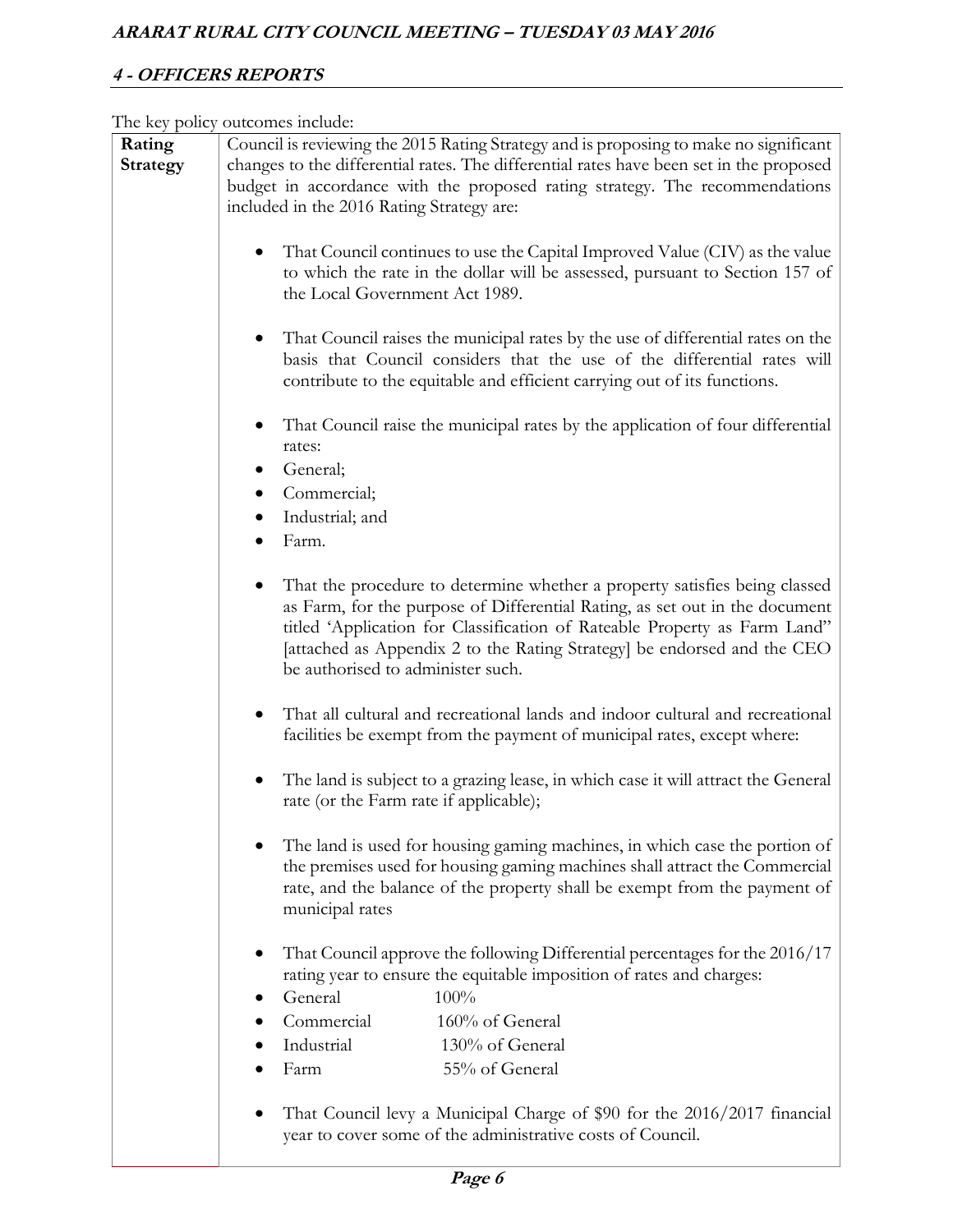The key policy outcomes include:

| | |
|---|---|
| **Rating Strategy** | Council is reviewing the 2015 Rating Strategy and is proposing to make no significant changes to the differential rates. The differential rates have been set in the proposed budget in accordance with the proposed rating strategy. The recommendations included in the 2016 Rating Strategy are:<br><br>• That Council continues to use the Capital Improved Value (CIV) as the value to which the rate in the dollar will be assessed, pursuant to Section 157 of the Local Government Act 1989.<br><br>• That Council raises the municipal rates by the use of differential rates on the basis that Council considers that the use of the differential rates will contribute to the equitable and efficient carrying out of its functions.<br><br>• That Council raise the municipal rates by the application of four differential rates:<br>• General;<br>• Commercial;<br>• Industrial; and<br>• Farm.<br><br>• That the procedure to determine whether a property satisfies being classed as Farm, for the purpose of Differential Rating, as set out in the document titled 'Application for Classification of Rateable Property as Farm Land" [attached as Appendix 2 to the Rating Strategy] be endorsed and the CEO be authorised to administer such.<br><br>• That all cultural and recreational lands and indoor cultural and recreational facilities be exempt from the payment of municipal rates, except where:<br><br>• The land is subject to a grazing lease, in which case it will attract the General rate (or the Farm rate if applicable);<br><br>• The land is used for housing gaming machines, in which case the portion of the premises used for housing gaming machines shall attract the Commercial rate, and the balance of the property shall be exempt from the payment of municipal rates<br><br>• That Council approve the following Differential percentages for the 2016/17 rating year to ensure the equitable imposition of rates and charges:<br>• General 100%<br>• Commercial 160% of General<br>• Industrial 130% of General<br>• Farm 55% of General<br><br>• That Council levy a Municipal Charge of $90 for the 2016/2017 financial year to cover some of the administrative costs of Council. |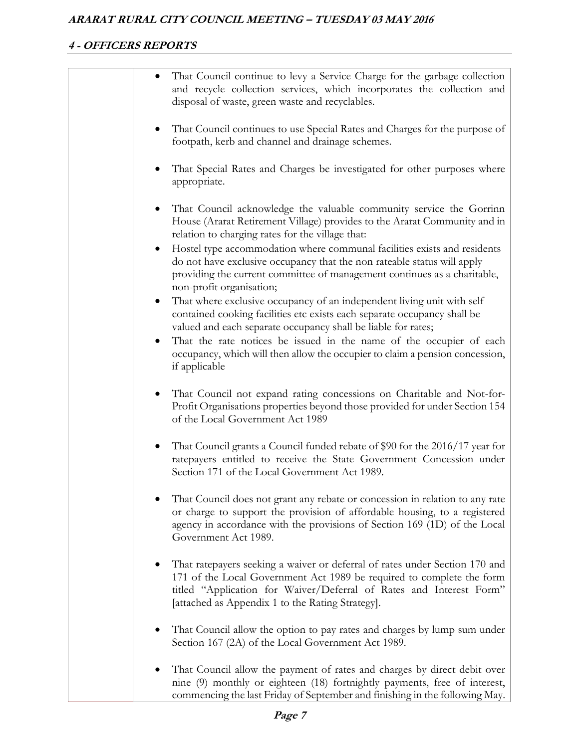- That Council continue to levy a Service Charge for the garbage collection and recycle collection services, which incorporates the collection and disposal of waste, green waste and recyclables.

- That Council continues to use Special Rates and Charges for the purpose of footpath, kerb and channel and drainage schemes.

- That Special Rates and Charges be investigated for other purposes where appropriate.

- That Council acknowledge the valuable community service the Gorrinn House (Ararat Retirement Village) provides to the Ararat Community and in relation to charging rates for the village that:
- Hostel type accommodation where communal facilities exists and residents do not have exclusive occupancy that the non rateable status will apply providing the current committee of management continues as a charitable, non-profit organisation;
- That where exclusive occupancy of an independent living unit with self contained cooking facilities etc exists each separate occupancy shall be valued and each separate occupancy shall be liable for rates;
- That the rate notices be issued in the name of the occupier of each occupancy, which will then allow the occupier to claim a pension concession, if applicable

- That Council not expand rating concessions on Charitable and Not-for-Profit Organisations properties beyond those provided for under Section 154 of the Local Government Act 1989

- That Council grants a Council funded rebate of $90 for the 2016/17 year for ratepayers entitled to receive the State Government Concession under Section 171 of the Local Government Act 1989.

- That Council does not grant any rebate or concession in relation to any rate or charge to support the provision of affordable housing, to a registered agency in accordance with the provisions of Section 169 (1D) of the Local Government Act 1989.

- That ratepayers seeking a waiver or deferral of rates under Section 170 and 171 of the Local Government Act 1989 be required to complete the form titled "Application for Waiver/Deferral of Rates and Interest Form" [attached as Appendix 1 to the Rating Strategy].

- That Council allow the option to pay rates and charges by lump sum under Section 167 (2A) of the Local Government Act 1989.

- That Council allow the payment of rates and charges by direct debit over nine (9) monthly or eighteen (18) fortnightly payments, free of interest, commencing the last Friday of September and finishing in the following May.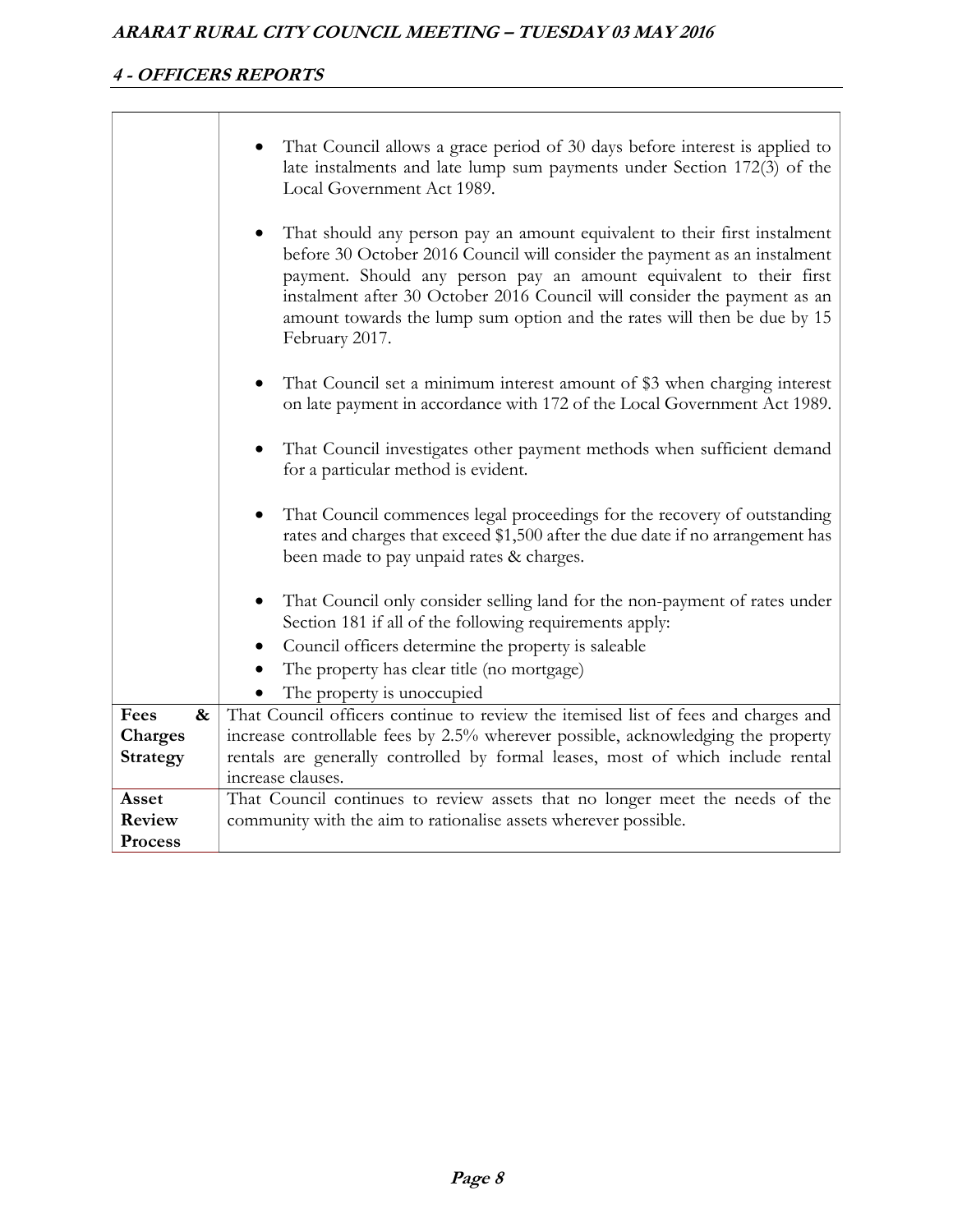| | |
|---|---|
| | • That Council allows a grace period of 30 days before interest is applied to late instalments and late lump sum payments under Section 172(3) of the Local Government Act 1989.<br><br>• That should any person pay an amount equivalent to their first instalment before 30 October 2016 Council will consider the payment as an instalment payment. Should any person pay an amount equivalent to their first instalment after 30 October 2016 Council will consider the payment as an amount towards the lump sum option and the rates will then be due by 15 February 2017.<br><br>• That Council set a minimum interest amount of $3 when charging interest on late payment in accordance with 172 of the Local Government Act 1989.<br><br>• That Council investigates other payment methods when sufficient demand for a particular method is evident.<br><br>• That Council commences legal proceedings for the recovery of outstanding rates and charges that exceed $1,500 after the due date if no arrangement has been made to pay unpaid rates & charges.<br><br>• That Council only consider selling land for the non-payment of rates under Section 181 if all of the following requirements apply:<br>• Council officers determine the property is saleable<br>• The property has clear title (no mortgage)<br>• The property is unoccupied |
| **Fees & Charges Strategy** | That Council officers continue to review the itemised list of fees and charges and increase controllable fees by 2.5% wherever possible, acknowledging the property rentals are generally controlled by formal leases, most of which include rental increase clauses. |
| **Asset Review Process** | That Council continues to review assets that no longer meet the needs of the community with the aim to rationalise assets wherever possible. |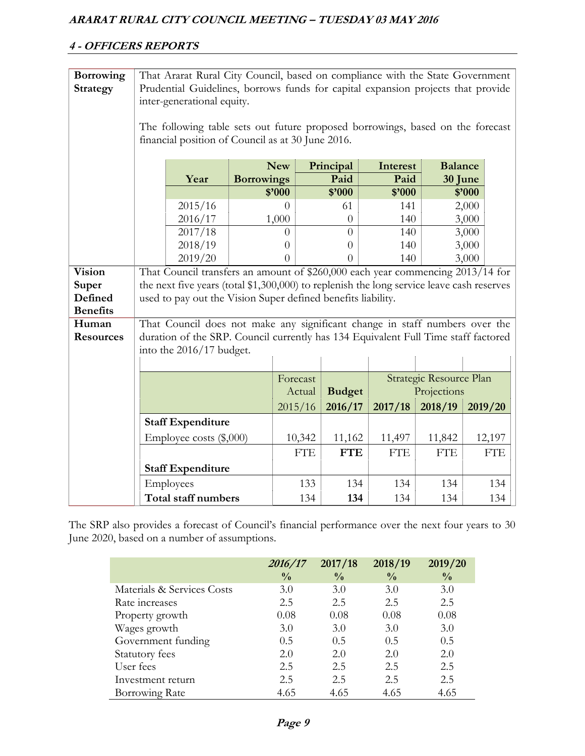## 4 - OFFICERS REPORTS

**Borrowing Strategy**

That Ararat Rural City Council, based on compliance with the State Government Prudential Guidelines, borrows funds for capital expansion projects that provide inter-generational equity.

The following table sets out future proposed borrowings, based on the forecast financial position of Council as at 30 June 2016.

| Year | New Borrowings | Principal Paid | Interest Paid | Balance 30 June |
|---|---|---|---|---|
| | $'000 | $'000 | $'000 | $'000 |
| 2015/16 | 0 | 61 | 141 | 2,000 |
| 2016/17 | 1,000 | 0 | 140 | 3,000 |
| 2017/18 | 0 | 0 | 140 | 3,000 |
| 2018/19 | 0 | 0 | 140 | 3,000 |
| 2019/20 | 0 | 0 | 140 | 3,000 |

**Vision Super Defined Benefits**

That Council transfers an amount of $260,000 each year commencing 2013/14 for the next five years (total $1,300,000) to replenish the long service leave cash reserves used to pay out the Vision Super defined benefits liability.

**Human Resources**

That Council does not make any significant change in staff numbers over the duration of the SRP. Council currently has 134 Equivalent Full Time staff factored into the 2016/17 budget.

| | Forecast Actual | **Budget** | Strategic Resource Plan Projections | | |
|---|---|---|---|---|---|
| | 2015/16 | **2016/17** | **2017/18** | **2018/19** | **2019/20** |
| **Staff Expenditure** | | | | | |
| Employee costs ($,000) | 10,342 | 11,162 | 11,497 | 11,842 | 12,197 |
| | FTE | **FTE** | FTE | FTE | FTE |
| **Staff Expenditure** | | | | | |
| Employees | 133 | 134 | 134 | 134 | 134 |
| **Total staff numbers** | 134 | **134** | 134 | 134 | 134 |

The SRP also provides a forecast of Council's financial performance over the next four years to 30 June 2020, based on a number of assumptions.

| | ***2016/17*** | **2017/18** | **2018/19** | **2019/20** |
|---|---|---|---|---|
| | **%** | **%** | **%** | **%** |
| Materials & Services Costs | 3.0 | 3.0 | 3.0 | 3.0 |
| Rate increases | 2.5 | 2.5 | 2.5 | 2.5 |
| Property growth | 0.08 | 0.08 | 0.08 | 0.08 |
| Wages growth | 3.0 | 3.0 | 3.0 | 3.0 |
| Government funding | 0.5 | 0.5 | 0.5 | 0.5 |
| Statutory fees | 2.0 | 2.0 | 2.0 | 2.0 |
| User fees | 2.5 | 2.5 | 2.5 | 2.5 |
| Investment return | 2.5 | 2.5 | 2.5 | 2.5 |
| Borrowing Rate | 4.65 | 4.65 | 4.65 | 4.65 |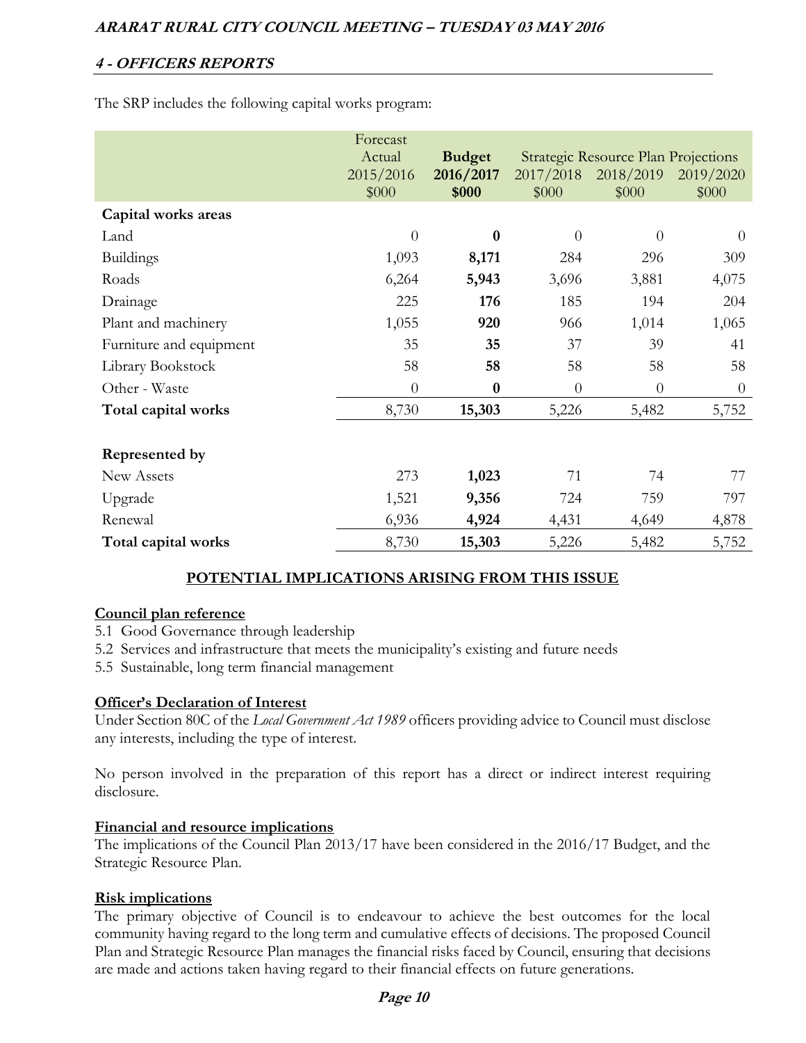## 4 - OFFICERS REPORTS

The SRP includes the following capital works program:

| | Forecast Actual 2015/2016 $000 | **Budget 2016/2017 $000** | Strategic Resource Plan Projections 2017/2018 $000 | 2018/2019 $000 | 2019/2020 $000 |
|---|---|---|---|---|---|
| **Capital works areas** | | | | | |
| Land | 0 | **0** | 0 | 0 | 0 |
| Buildings | 1,093 | **8,171** | 284 | 296 | 309 |
| Roads | 6,264 | **5,943** | 3,696 | 3,881 | 4,075 |
| Drainage | 225 | **176** | 185 | 194 | 204 |
| Plant and machinery | 1,055 | **920** | 966 | 1,014 | 1,065 |
| Furniture and equipment | 35 | **35** | 37 | 39 | 41 |
| Library Bookstock | 58 | **58** | 58 | 58 | 58 |
| Other - Waste | 0 | **0** | 0 | 0 | 0 |
| **Total capital works** | 8,730 | **15,303** | 5,226 | 5,482 | 5,752 |
| | | | | | |
| **Represented by** | | | | | |
| New Assets | 273 | **1,023** | 71 | 74 | 77 |
| Upgrade | 1,521 | **9,356** | 724 | 759 | 797 |
| Renewal | 6,936 | **4,924** | 4,431 | 4,649 | 4,878 |
| **Total capital works** | 8,730 | **15,303** | 5,226 | 5,482 | 5,752 |

### POTENTIAL IMPLICATIONS ARISING FROM THIS ISSUE

**Council plan reference**

5.1 Good Governance through leadership
5.2 Services and infrastructure that meets the municipality's existing and future needs
5.5 Sustainable, long term financial management

**Officer's Declaration of Interest**

Under Section 80C of the *Local Government Act 1989* officers providing advice to Council must disclose any interests, including the type of interest.

No person involved in the preparation of this report has a direct or indirect interest requiring disclosure.

**Financial and resource implications**

The implications of the Council Plan 2013/17 have been considered in the 2016/17 Budget, and the Strategic Resource Plan.

**Risk implications**

The primary objective of Council is to endeavour to achieve the best outcomes for the local community having regard to the long term and cumulative effects of decisions. The proposed Council Plan and Strategic Resource Plan manages the financial risks faced by Council, ensuring that decisions are made and actions taken having regard to their financial effects on future generations.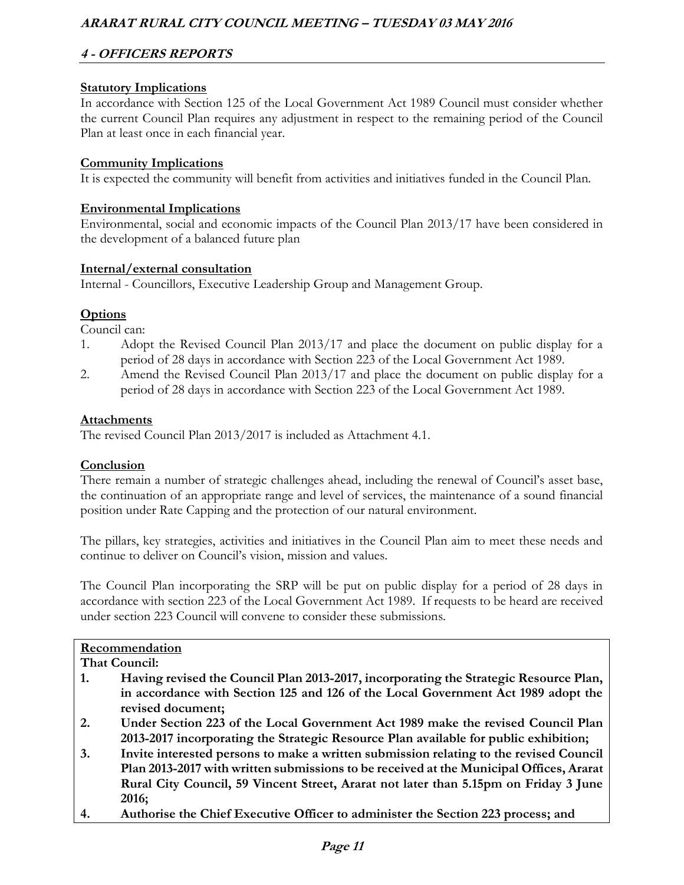### Statutory Implications

In accordance with Section 125 of the Local Government Act 1989 Council must consider whether the current Council Plan requires any adjustment in respect to the remaining period of the Council Plan at least once in each financial year.

### Community Implications

It is expected the community will benefit from activities and initiatives funded in the Council Plan.

### Environmental Implications

Environmental, social and economic impacts of the Council Plan 2013/17 have been considered in the development of a balanced future plan

### Internal/external consultation

Internal - Councillors, Executive Leadership Group and Management Group.

### Options

Council can:

1. Adopt the Revised Council Plan 2013/17 and place the document on public display for a period of 28 days in accordance with Section 223 of the Local Government Act 1989.
2. Amend the Revised Council Plan 2013/17 and place the document on public display for a period of 28 days in accordance with Section 223 of the Local Government Act 1989.

### Attachments

The revised Council Plan 2013/2017 is included as Attachment 4.1.

### Conclusion

There remain a number of strategic challenges ahead, including the renewal of Council's asset base, the continuation of an appropriate range and level of services, the maintenance of a sound financial position under Rate Capping and the protection of our natural environment.

The pillars, key strategies, activities and initiatives in the Council Plan aim to meet these needs and continue to deliver on Council's vision, mission and values.

The Council Plan incorporating the SRP will be put on public display for a period of 28 days in accordance with section 223 of the Local Government Act 1989. If requests to be heard are received under section 223 Council will convene to consider these submissions.

### Recommendation

**That Council:**

1. **Having revised the Council Plan 2013-2017, incorporating the Strategic Resource Plan, in accordance with Section 125 and 126 of the Local Government Act 1989 adopt the revised document;**
2. **Under Section 223 of the Local Government Act 1989 make the revised Council Plan 2013-2017 incorporating the Strategic Resource Plan available for public exhibition;**
3. **Invite interested persons to make a written submission relating to the revised Council Plan 2013-2017 with written submissions to be received at the Municipal Offices, Ararat Rural City Council, 59 Vincent Street, Ararat not later than 5.15pm on Friday 3 June 2016;**
4. **Authorise the Chief Executive Officer to administer the Section 223 process; and**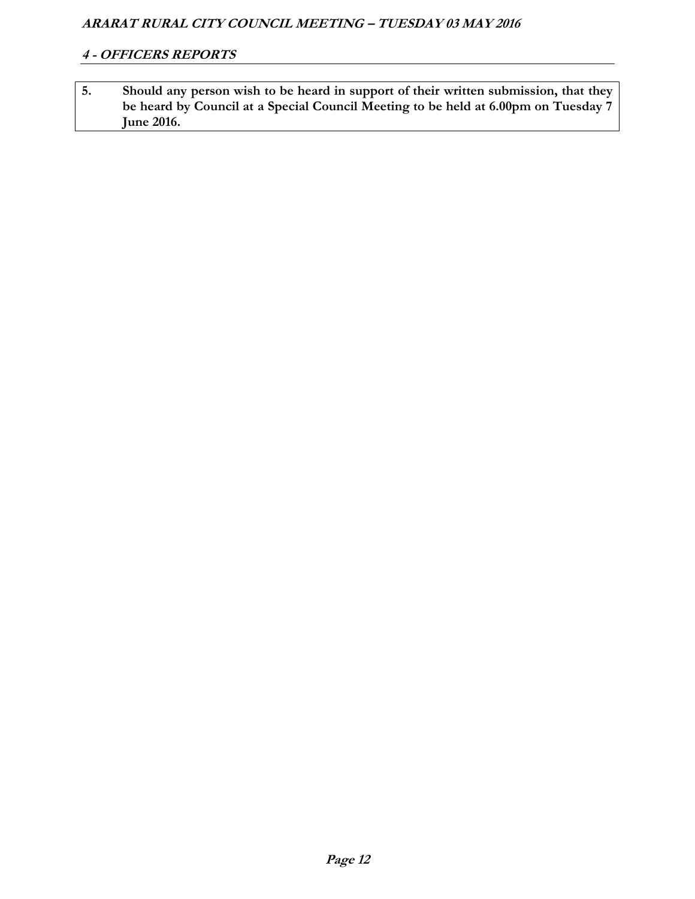**5. Should any person wish to be heard in support of their written submission, that they be heard by Council at a Special Council Meeting to be held at 6.00pm on Tuesday 7 June 2016.**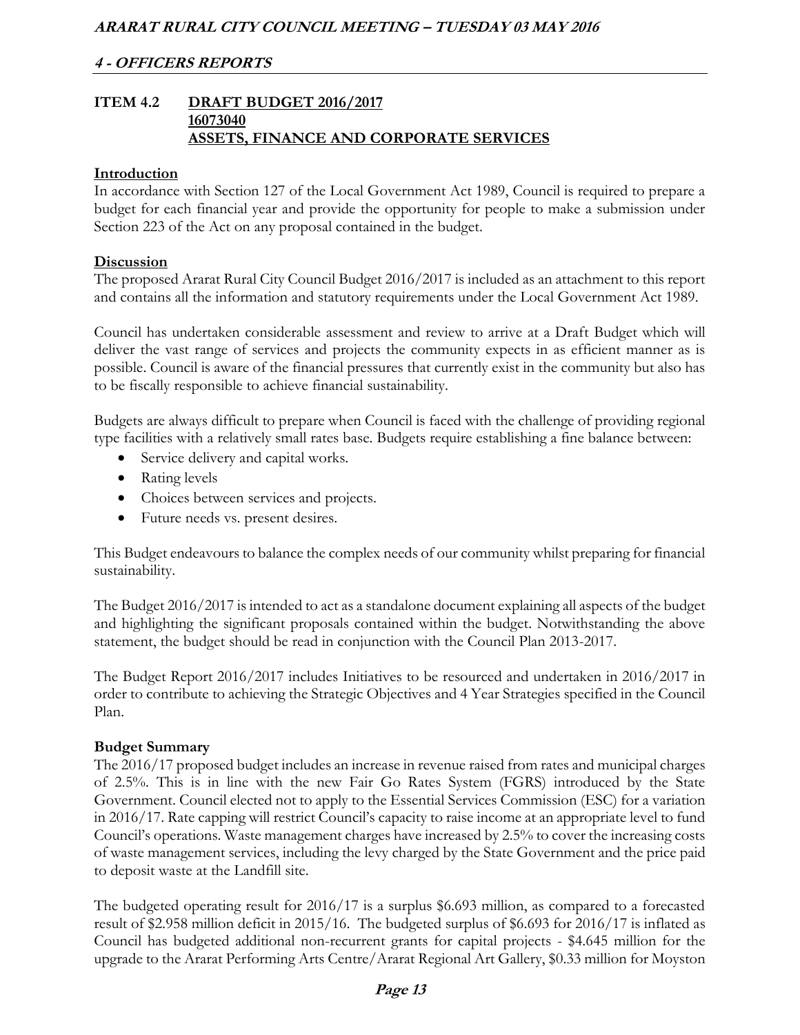## ITEM 4.2 DRAFT BUDGET 2016/2017
## 16073040
## ASSETS, FINANCE AND CORPORATE SERVICES

**Introduction**

In accordance with Section 127 of the Local Government Act 1989, Council is required to prepare a budget for each financial year and provide the opportunity for people to make a submission under Section 223 of the Act on any proposal contained in the budget.

**Discussion**

The proposed Ararat Rural City Council Budget 2016/2017 is included as an attachment to this report and contains all the information and statutory requirements under the Local Government Act 1989.

Council has undertaken considerable assessment and review to arrive at a Draft Budget which will deliver the vast range of services and projects the community expects in as efficient manner as is possible. Council is aware of the financial pressures that currently exist in the community but also has to be fiscally responsible to achieve financial sustainability.

Budgets are always difficult to prepare when Council is faced with the challenge of providing regional type facilities with a relatively small rates base. Budgets require establishing a fine balance between:

- Service delivery and capital works.
- Rating levels
- Choices between services and projects.
- Future needs vs. present desires.

This Budget endeavours to balance the complex needs of our community whilst preparing for financial sustainability.

The Budget 2016/2017 is intended to act as a standalone document explaining all aspects of the budget and highlighting the significant proposals contained within the budget. Notwithstanding the above statement, the budget should be read in conjunction with the Council Plan 2013-2017.

The Budget Report 2016/2017 includes Initiatives to be resourced and undertaken in 2016/2017 in order to contribute to achieving the Strategic Objectives and 4 Year Strategies specified in the Council Plan.

**Budget Summary**

The 2016/17 proposed budget includes an increase in revenue raised from rates and municipal charges of 2.5%. This is in line with the new Fair Go Rates System (FGRS) introduced by the State Government. Council elected not to apply to the Essential Services Commission (ESC) for a variation in 2016/17. Rate capping will restrict Council's capacity to raise income at an appropriate level to fund Council's operations. Waste management charges have increased by 2.5% to cover the increasing costs of waste management services, including the levy charged by the State Government and the price paid to deposit waste at the Landfill site.

The budgeted operating result for 2016/17 is a surplus $6.693 million, as compared to a forecasted result of $2.958 million deficit in 2015/16. The budgeted surplus of $6.693 for 2016/17 is inflated as Council has budgeted additional non-recurrent grants for capital projects - $4.645 million for the upgrade to the Ararat Performing Arts Centre/Ararat Regional Art Gallery, $0.33 million for Moyston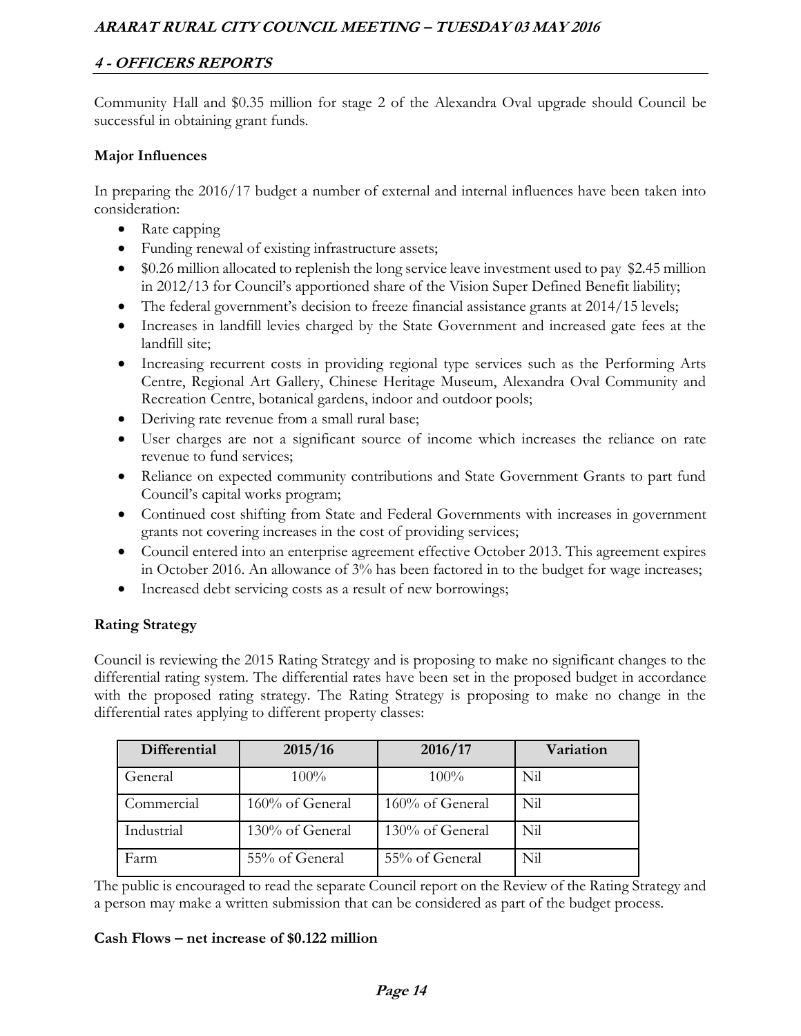Community Hall and $0.35 million for stage 2 of the Alexandra Oval upgrade should Council be successful in obtaining grant funds.

**Major Influences**

In preparing the 2016/17 budget a number of external and internal influences have been taken into consideration:

- Rate capping
- Funding renewal of existing infrastructure assets;
- $0.26 million allocated to replenish the long service leave investment used to pay $2.45 million in 2012/13 for Council's apportioned share of the Vision Super Defined Benefit liability;
- The federal government's decision to freeze financial assistance grants at 2014/15 levels;
- Increases in landfill levies charged by the State Government and increased gate fees at the landfill site;
- Increasing recurrent costs in providing regional type services such as the Performing Arts Centre, Regional Art Gallery, Chinese Heritage Museum, Alexandra Oval Community and Recreation Centre, botanical gardens, indoor and outdoor pools;
- Deriving rate revenue from a small rural base;
- User charges are not a significant source of income which increases the reliance on rate revenue to fund services;
- Reliance on expected community contributions and State Government Grants to part fund Council's capital works program;
- Continued cost shifting from State and Federal Governments with increases in government grants not covering increases in the cost of providing services;
- Council entered into an enterprise agreement effective October 2013. This agreement expires in October 2016. An allowance of 3% has been factored in to the budget for wage increases;
- Increased debt servicing costs as a result of new borrowings;

**Rating Strategy**

Council is reviewing the 2015 Rating Strategy and is proposing to make no significant changes to the differential rating system. The differential rates have been set in the proposed budget in accordance with the proposed rating strategy. The Rating Strategy is proposing to make no change in the differential rates applying to different property classes:

| Differential | 2015/16 | 2016/17 | Variation |
|---|---|---|---|
| General | 100% | 100% | Nil |
| Commercial | 160% of General | 160% of General | Nil |
| Industrial | 130% of General | 130% of General | Nil |
| Farm | 55% of General | 55% of General | Nil |

The public is encouraged to read the separate Council report on the Review of the Rating Strategy and a person may make a written submission that can be considered as part of the budget process.

**Cash Flows – net increase of $0.122 million**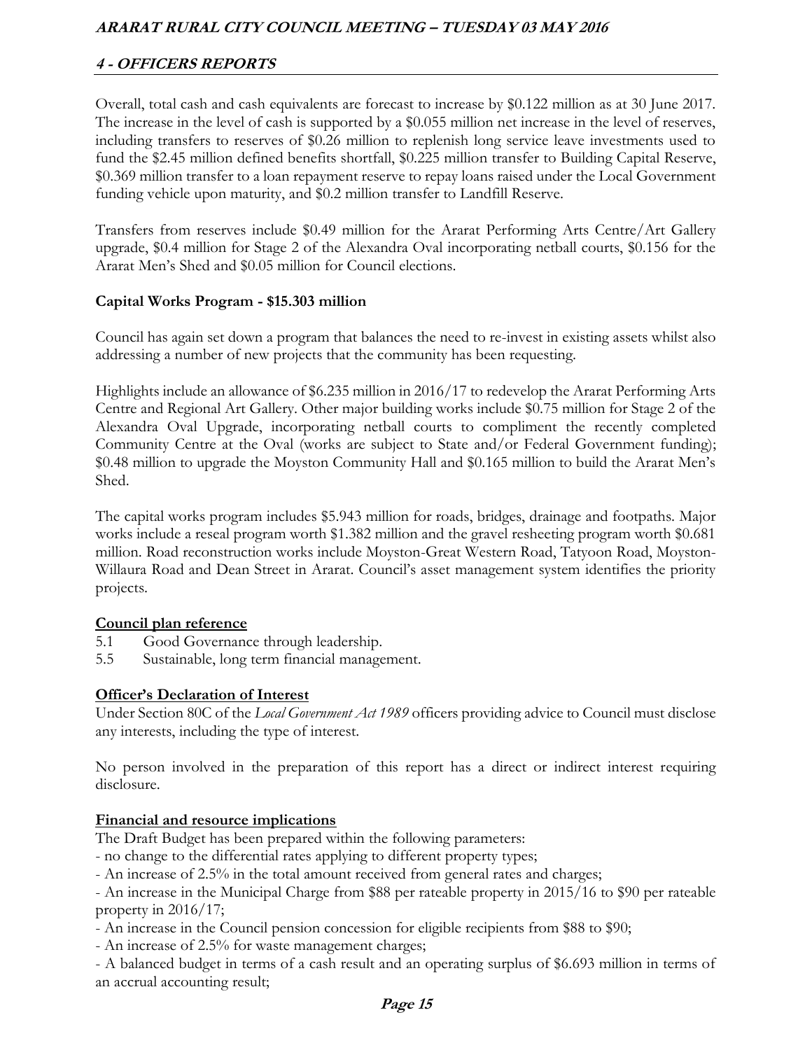Overall, total cash and cash equivalents are forecast to increase by $0.122 million as at 30 June 2017. The increase in the level of cash is supported by a $0.055 million net increase in the level of reserves, including transfers to reserves of $0.26 million to replenish long service leave investments used to fund the $2.45 million defined benefits shortfall, $0.225 million transfer to Building Capital Reserve, $0.369 million transfer to a loan repayment reserve to repay loans raised under the Local Government funding vehicle upon maturity, and $0.2 million transfer to Landfill Reserve.

Transfers from reserves include $0.49 million for the Ararat Performing Arts Centre/Art Gallery upgrade, $0.4 million for Stage 2 of the Alexandra Oval incorporating netball courts, $0.156 for the Ararat Men's Shed and $0.05 million for Council elections.

**Capital Works Program - $15.303 million**

Council has again set down a program that balances the need to re-invest in existing assets whilst also addressing a number of new projects that the community has been requesting.

Highlights include an allowance of $6.235 million in 2016/17 to redevelop the Ararat Performing Arts Centre and Regional Art Gallery. Other major building works include $0.75 million for Stage 2 of the Alexandra Oval Upgrade, incorporating netball courts to compliment the recently completed Community Centre at the Oval (works are subject to State and/or Federal Government funding); $0.48 million to upgrade the Moyston Community Hall and $0.165 million to build the Ararat Men's Shed.

The capital works program includes $5.943 million for roads, bridges, drainage and footpaths. Major works include a reseal program worth $1.382 million and the gravel resheeting program worth $0.681 million. Road reconstruction works include Moyston-Great Western Road, Tatyoon Road, Moyston-Willaura Road and Dean Street in Ararat. Council's asset management system identifies the priority projects.

**Council plan reference**

5.1 Good Governance through leadership.
5.5 Sustainable, long term financial management.

**Officer's Declaration of Interest**

Under Section 80C of the *Local Government Act 1989* officers providing advice to Council must disclose any interests, including the type of interest.

No person involved in the preparation of this report has a direct or indirect interest requiring disclosure.

**Financial and resource implications**

The Draft Budget has been prepared within the following parameters:

- no change to the differential rates applying to different property types;
- An increase of 2.5% in the total amount received from general rates and charges;
- An increase in the Municipal Charge from $88 per rateable property in 2015/16 to $90 per rateable property in 2016/17;
- An increase in the Council pension concession for eligible recipients from $88 to $90;
- An increase of 2.5% for waste management charges;
- A balanced budget in terms of a cash result and an operating surplus of $6.693 million in terms of an accrual accounting result;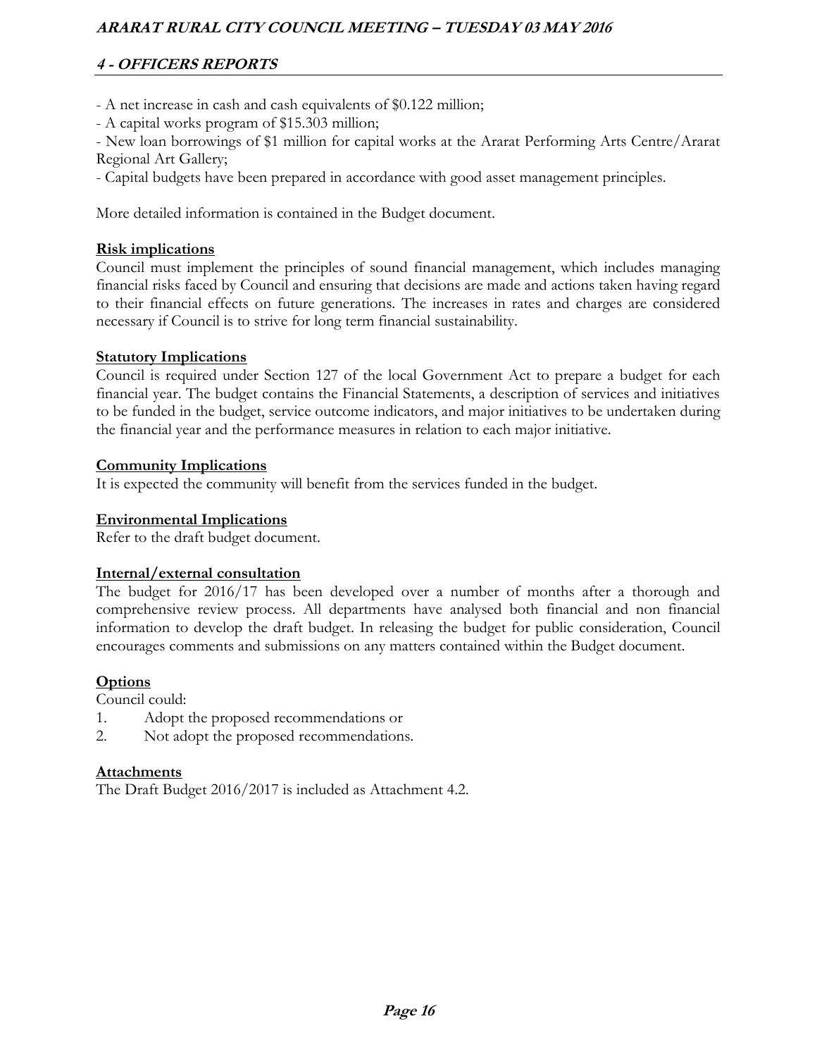- A net increase in cash and cash equivalents of $0.122 million;
- A capital works program of $15.303 million;
- New loan borrowings of $1 million for capital works at the Ararat Performing Arts Centre/Ararat Regional Art Gallery;
- Capital budgets have been prepared in accordance with good asset management principles.

More detailed information is contained in the Budget document.

**Risk implications**

Council must implement the principles of sound financial management, which includes managing financial risks faced by Council and ensuring that decisions are made and actions taken having regard to their financial effects on future generations. The increases in rates and charges are considered necessary if Council is to strive for long term financial sustainability.

**Statutory Implications**

Council is required under Section 127 of the local Government Act to prepare a budget for each financial year. The budget contains the Financial Statements, a description of services and initiatives to be funded in the budget, service outcome indicators, and major initiatives to be undertaken during the financial year and the performance measures in relation to each major initiative.

**Community Implications**

It is expected the community will benefit from the services funded in the budget.

**Environmental Implications**

Refer to the draft budget document.

**Internal/external consultation**

The budget for 2016/17 has been developed over a number of months after a thorough and comprehensive review process. All departments have analysed both financial and non financial information to develop the draft budget. In releasing the budget for public consideration, Council encourages comments and submissions on any matters contained within the Budget document.

**Options**

Council could:

1. Adopt the proposed recommendations or
2. Not adopt the proposed recommendations.

**Attachments**

The Draft Budget 2016/2017 is included as Attachment 4.2.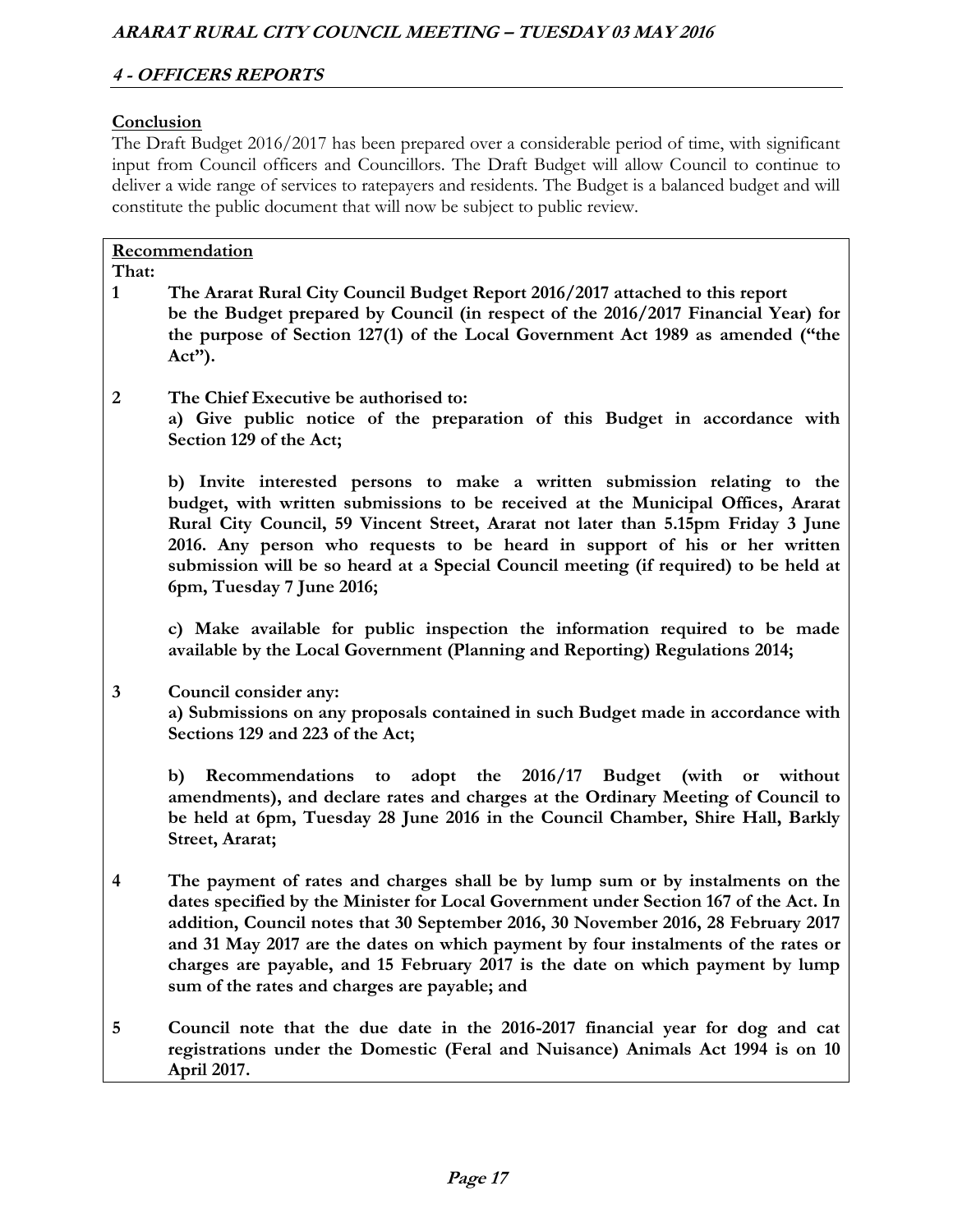## Conclusion

The Draft Budget 2016/2017 has been prepared over a considerable period of time, with significant input from Council officers and Councillors. The Draft Budget will allow Council to continue to deliver a wide range of services to ratepayers and residents. The Budget is a balanced budget and will constitute the public document that will now be subject to public review.

**Recommendation**

**That:**

**1 The Ararat Rural City Council Budget Report 2016/2017 attached to this report be the Budget prepared by Council (in respect of the 2016/2017 Financial Year) for the purpose of Section 127(1) of the Local Government Act 1989 as amended ("the Act").**

**2 The Chief Executive be authorised to:**

**a) Give public notice of the preparation of this Budget in accordance with Section 129 of the Act;**

**b) Invite interested persons to make a written submission relating to the budget, with written submissions to be received at the Municipal Offices, Ararat Rural City Council, 59 Vincent Street, Ararat not later than 5.15pm Friday 3 June 2016. Any person who requests to be heard in support of his or her written submission will be so heard at a Special Council meeting (if required) to be held at 6pm, Tuesday 7 June 2016;**

**c) Make available for public inspection the information required to be made available by the Local Government (Planning and Reporting) Regulations 2014;**

**3 Council consider any:**

**a) Submissions on any proposals contained in such Budget made in accordance with Sections 129 and 223 of the Act;**

**b) Recommendations to adopt the 2016/17 Budget (with or without amendments), and declare rates and charges at the Ordinary Meeting of Council to be held at 6pm, Tuesday 28 June 2016 in the Council Chamber, Shire Hall, Barkly Street, Ararat;**

**4 The payment of rates and charges shall be by lump sum or by instalments on the dates specified by the Minister for Local Government under Section 167 of the Act. In addition, Council notes that 30 September 2016, 30 November 2016, 28 February 2017 and 31 May 2017 are the dates on which payment by four instalments of the rates or charges are payable, and 15 February 2017 is the date on which payment by lump sum of the rates and charges are payable; and**

**5 Council note that the due date in the 2016-2017 financial year for dog and cat registrations under the Domestic (Feral and Nuisance) Animals Act 1994 is on 10 April 2017.**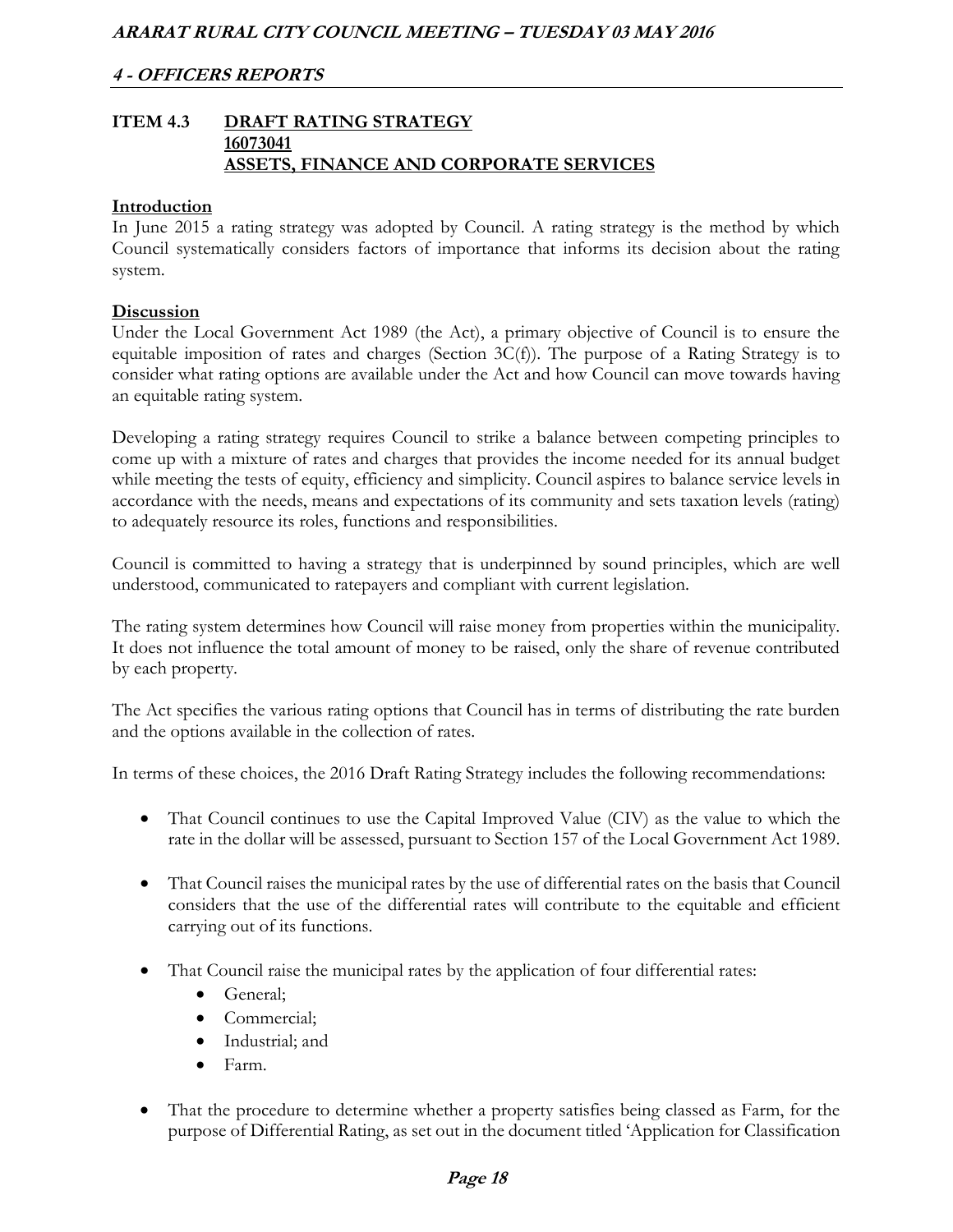## ITEM 4.3 DRAFT RATING STRATEGY

**16073041**

**ASSETS, FINANCE AND CORPORATE SERVICES**

**Introduction**

In June 2015 a rating strategy was adopted by Council. A rating strategy is the method by which Council systematically considers factors of importance that informs its decision about the rating system.

**Discussion**

Under the Local Government Act 1989 (the Act), a primary objective of Council is to ensure the equitable imposition of rates and charges (Section 3C(f)). The purpose of a Rating Strategy is to consider what rating options are available under the Act and how Council can move towards having an equitable rating system.

Developing a rating strategy requires Council to strike a balance between competing principles to come up with a mixture of rates and charges that provides the income needed for its annual budget while meeting the tests of equity, efficiency and simplicity. Council aspires to balance service levels in accordance with the needs, means and expectations of its community and sets taxation levels (rating) to adequately resource its roles, functions and responsibilities.

Council is committed to having a strategy that is underpinned by sound principles, which are well understood, communicated to ratepayers and compliant with current legislation.

The rating system determines how Council will raise money from properties within the municipality. It does not influence the total amount of money to be raised, only the share of revenue contributed by each property.

The Act specifies the various rating options that Council has in terms of distributing the rate burden and the options available in the collection of rates.

In terms of these choices, the 2016 Draft Rating Strategy includes the following recommendations:

- That Council continues to use the Capital Improved Value (CIV) as the value to which the rate in the dollar will be assessed, pursuant to Section 157 of the Local Government Act 1989.
- That Council raises the municipal rates by the use of differential rates on the basis that Council considers that the use of the differential rates will contribute to the equitable and efficient carrying out of its functions.
- That Council raise the municipal rates by the application of four differential rates:
  - General;
  - Commercial;
  - Industrial; and
  - Farm.
- That the procedure to determine whether a property satisfies being classed as Farm, for the purpose of Differential Rating, as set out in the document titled 'Application for Classification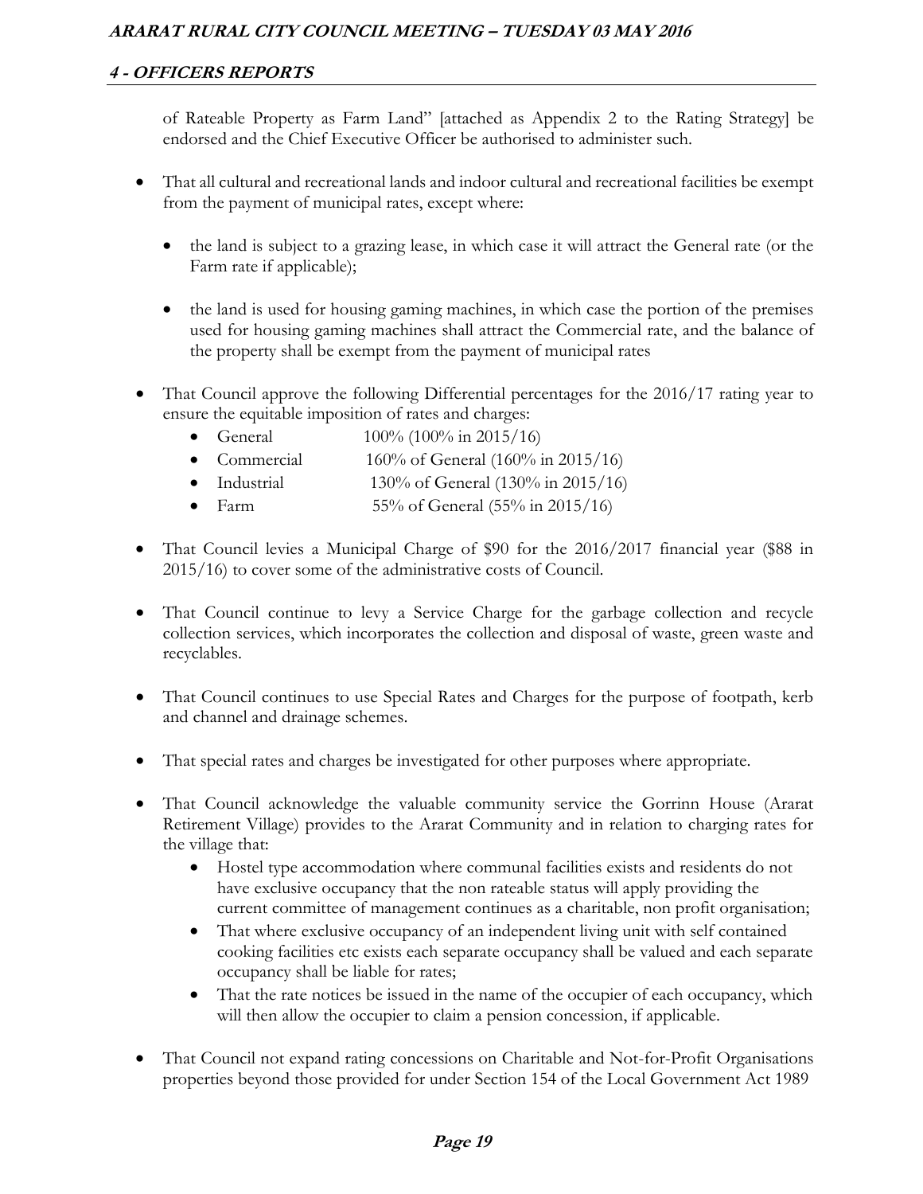of Rateable Property as Farm Land" [attached as Appendix 2 to the Rating Strategy] be endorsed and the Chief Executive Officer be authorised to administer such.

- That all cultural and recreational lands and indoor cultural and recreational facilities be exempt from the payment of municipal rates, except where:
  - the land is subject to a grazing lease, in which case it will attract the General rate (or the Farm rate if applicable);
  - the land is used for housing gaming machines, in which case the portion of the premises used for housing gaming machines shall attract the Commercial rate, and the balance of the property shall be exempt from the payment of municipal rates
- That Council approve the following Differential percentages for the 2016/17 rating year to ensure the equitable imposition of rates and charges:
  - General 100% (100% in 2015/16)
  - Commercial 160% of General (160% in 2015/16)
  - Industrial 130% of General (130% in 2015/16)
  - Farm 55% of General (55% in 2015/16)
- That Council levies a Municipal Charge of $90 for the 2016/2017 financial year ($88 in 2015/16) to cover some of the administrative costs of Council.
- That Council continue to levy a Service Charge for the garbage collection and recycle collection services, which incorporates the collection and disposal of waste, green waste and recyclables.
- That Council continues to use Special Rates and Charges for the purpose of footpath, kerb and channel and drainage schemes.
- That special rates and charges be investigated for other purposes where appropriate.
- That Council acknowledge the valuable community service the Gorrinn House (Ararat Retirement Village) provides to the Ararat Community and in relation to charging rates for the village that:
  - Hostel type accommodation where communal facilities exists and residents do not have exclusive occupancy that the non rateable status will apply providing the current committee of management continues as a charitable, non profit organisation;
  - That where exclusive occupancy of an independent living unit with self contained cooking facilities etc exists each separate occupancy shall be valued and each separate occupancy shall be liable for rates;
  - That the rate notices be issued in the name of the occupier of each occupancy, which will then allow the occupier to claim a pension concession, if applicable.
- That Council not expand rating concessions on Charitable and Not-for-Profit Organisations properties beyond those provided for under Section 154 of the Local Government Act 1989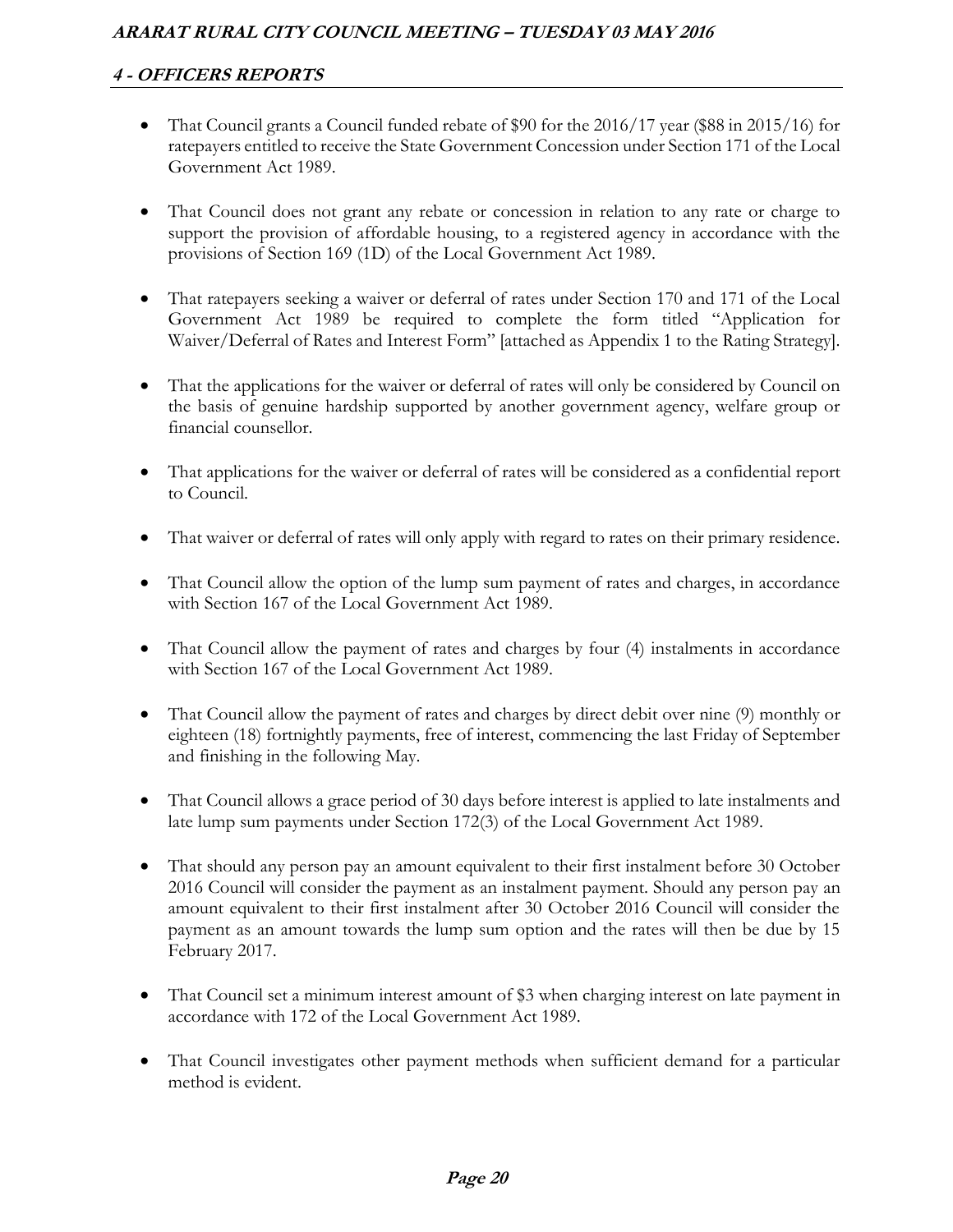- That Council grants a Council funded rebate of $90 for the 2016/17 year ($88 in 2015/16) for ratepayers entitled to receive the State Government Concession under Section 171 of the Local Government Act 1989.

- That Council does not grant any rebate or concession in relation to any rate or charge to support the provision of affordable housing, to a registered agency in accordance with the provisions of Section 169 (1D) of the Local Government Act 1989.

- That ratepayers seeking a waiver or deferral of rates under Section 170 and 171 of the Local Government Act 1989 be required to complete the form titled "Application for Waiver/Deferral of Rates and Interest Form" [attached as Appendix 1 to the Rating Strategy].

- That the applications for the waiver or deferral of rates will only be considered by Council on the basis of genuine hardship supported by another government agency, welfare group or financial counsellor.

- That applications for the waiver or deferral of rates will be considered as a confidential report to Council.

- That waiver or deferral of rates will only apply with regard to rates on their primary residence.

- That Council allow the option of the lump sum payment of rates and charges, in accordance with Section 167 of the Local Government Act 1989.

- That Council allow the payment of rates and charges by four (4) instalments in accordance with Section 167 of the Local Government Act 1989.

- That Council allow the payment of rates and charges by direct debit over nine (9) monthly or eighteen (18) fortnightly payments, free of interest, commencing the last Friday of September and finishing in the following May.

- That Council allows a grace period of 30 days before interest is applied to late instalments and late lump sum payments under Section 172(3) of the Local Government Act 1989.

- That should any person pay an amount equivalent to their first instalment before 30 October 2016 Council will consider the payment as an instalment payment. Should any person pay an amount equivalent to their first instalment after 30 October 2016 Council will consider the payment as an amount towards the lump sum option and the rates will then be due by 15 February 2017.

- That Council set a minimum interest amount of $3 when charging interest on late payment in accordance with 172 of the Local Government Act 1989.

- That Council investigates other payment methods when sufficient demand for a particular method is evident.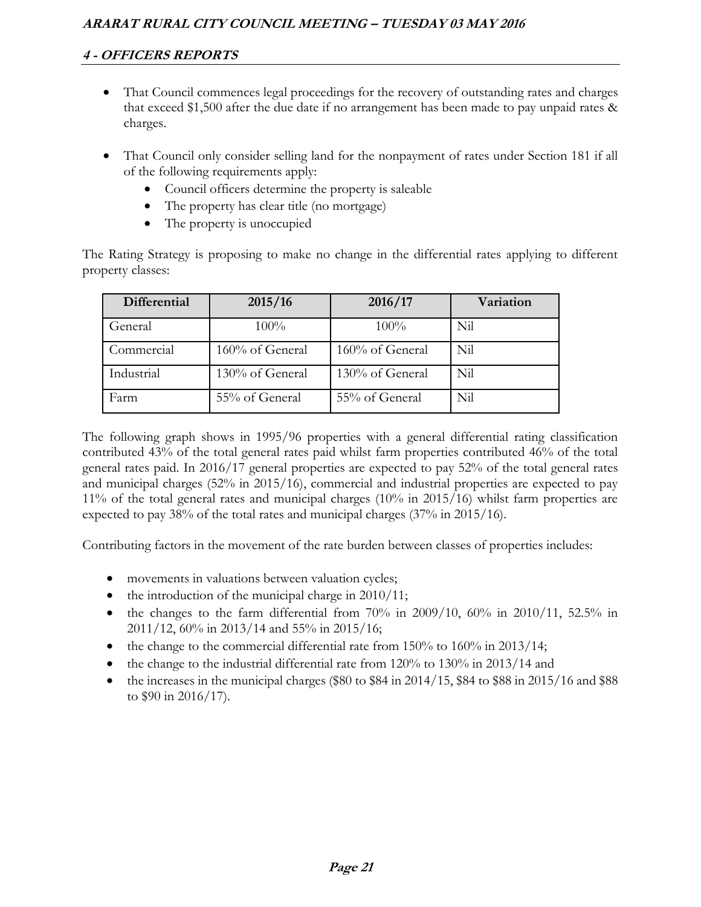- That Council commences legal proceedings for the recovery of outstanding rates and charges that exceed $1,500 after the due date if no arrangement has been made to pay unpaid rates & charges.

- That Council only consider selling land for the nonpayment of rates under Section 181 if all of the following requirements apply:
  - Council officers determine the property is saleable
  - The property has clear title (no mortgage)
  - The property is unoccupied

The Rating Strategy is proposing to make no change in the differential rates applying to different property classes:

| Differential | 2015/16 | 2016/17 | Variation |
|---|---|---|---|
| General | 100% | 100% | Nil |
| Commercial | 160% of General | 160% of General | Nil |
| Industrial | 130% of General | 130% of General | Nil |
| Farm | 55% of General | 55% of General | Nil |

The following graph shows in 1995/96 properties with a general differential rating classification contributed 43% of the total general rates paid whilst farm properties contributed 46% of the total general rates paid. In 2016/17 general properties are expected to pay 52% of the total general rates and municipal charges (52% in 2015/16), commercial and industrial properties are expected to pay 11% of the total general rates and municipal charges (10% in 2015/16) whilst farm properties are expected to pay 38% of the total rates and municipal charges (37% in 2015/16).

Contributing factors in the movement of the rate burden between classes of properties includes:

- movements in valuations between valuation cycles;
- the introduction of the municipal charge in 2010/11;
- the changes to the farm differential from 70% in 2009/10, 60% in 2010/11, 52.5% in 2011/12, 60% in 2013/14 and 55% in 2015/16;
- the change to the commercial differential rate from 150% to 160% in 2013/14;
- the change to the industrial differential rate from 120% to 130% in 2013/14 and
- the increases in the municipal charges ($80 to $84 in 2014/15, $84 to $88 in 2015/16 and $88 to $90 in 2016/17).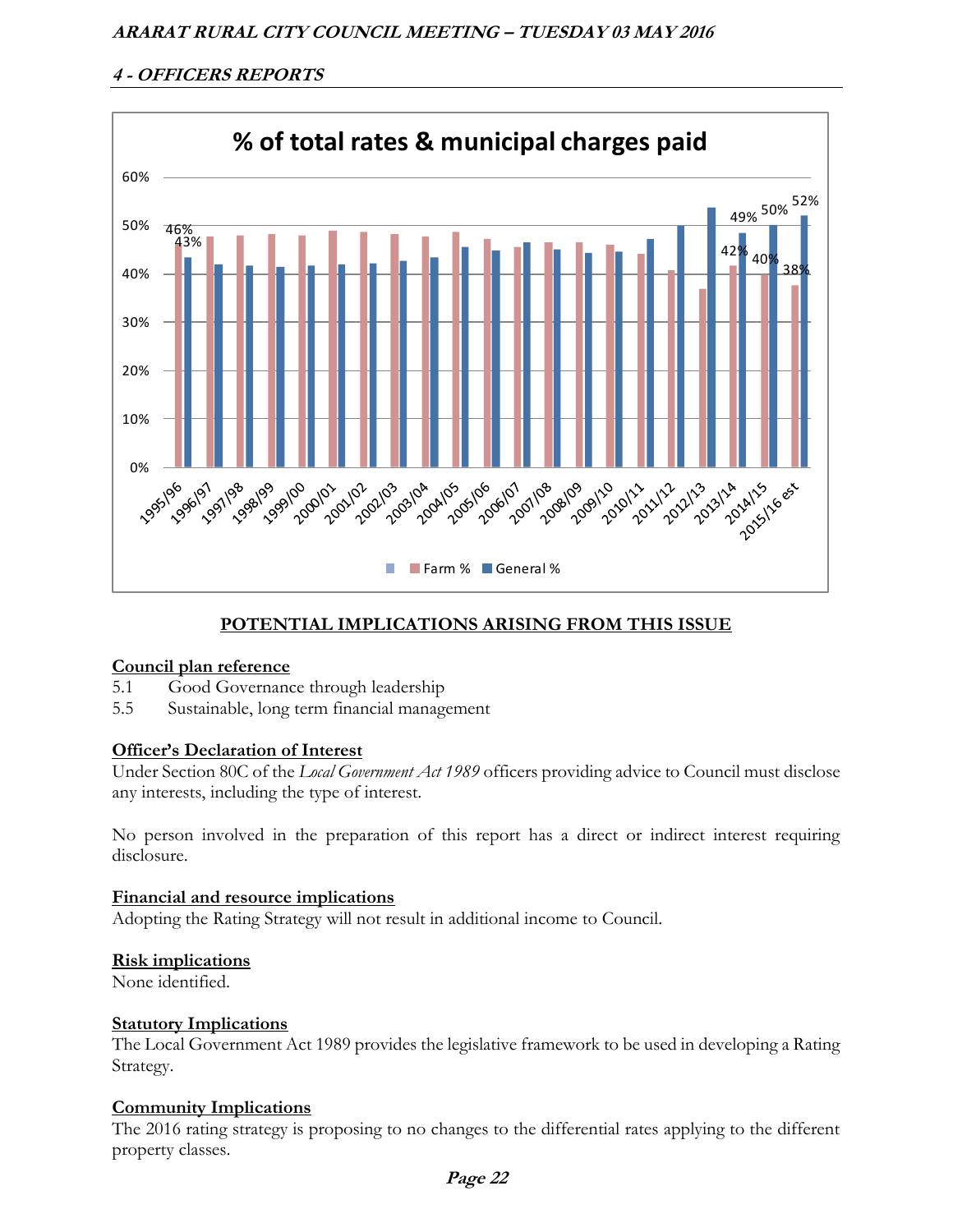**% of total rates & municipal charges paid**

| Year | Farm % | General % |
|---|---|---|
| 1995/96 | 46% | 43% |
| 1996/97 | | |
| 1997/98 | | |
| 1998/99 | | |
| 1999/00 | | |
| 2000/01 | | |
| 2001/02 | | |
| 2002/03 | | |
| 2003/04 | | |
| 2004/05 | | |
| 2005/06 | | |
| 2006/07 | | |
| 2007/08 | | |
| 2008/09 | | |
| 2009/10 | | |
| 2010/11 | | |
| 2011/12 | | |
| 2012/13 | | |
| 2013/14 | 42% | 49% |
| 2014/15 | 40% | 50% |
| 2015/16 est | 38% | 52% |

## POTENTIAL IMPLICATIONS ARISING FROM THIS ISSUE

**Council plan reference**

5.1 Good Governance through leadership

5.5 Sustainable, long term financial management

**Officer's Declaration of Interest**

Under Section 80C of the *Local Government Act 1989* officers providing advice to Council must disclose any interests, including the type of interest.

No person involved in the preparation of this report has a direct or indirect interest requiring disclosure.

**Financial and resource implications**

Adopting the Rating Strategy will not result in additional income to Council.

**Risk implications**

None identified.

**Statutory Implications**

The Local Government Act 1989 provides the legislative framework to be used in developing a Rating Strategy.

**Community Implications**

The 2016 rating strategy is proposing to no changes to the differential rates applying to the different property classes.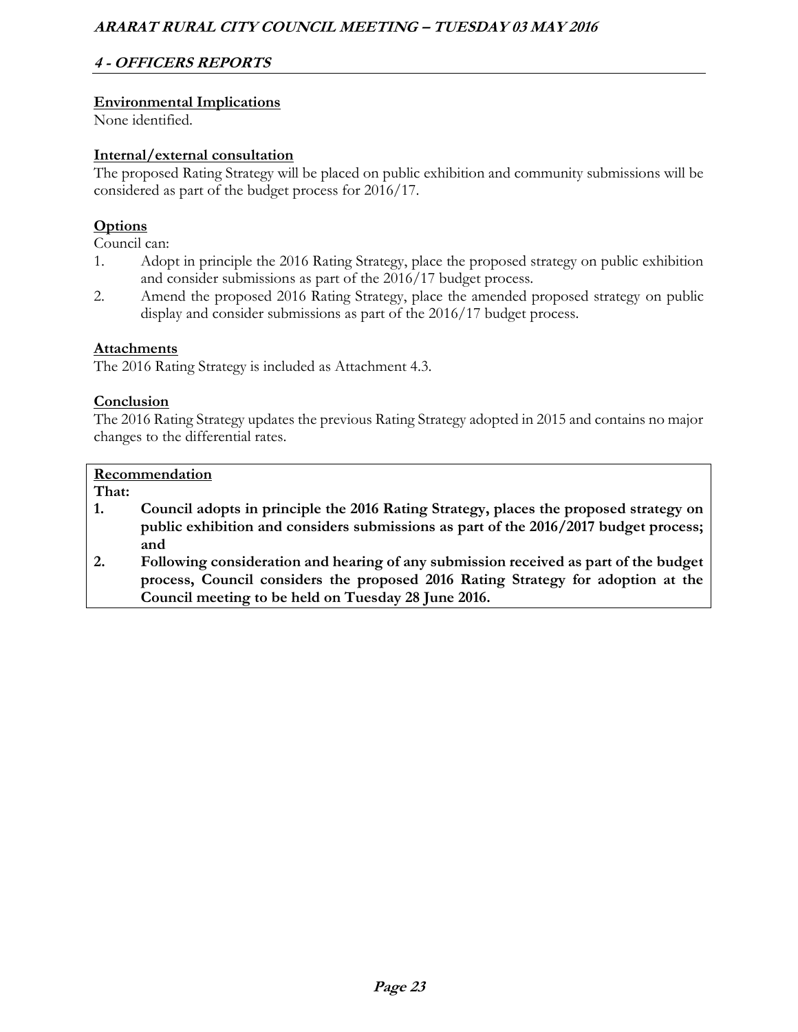## 4 - OFFICERS REPORTS

**Environmental Implications**

None identified.

**Internal/external consultation**

The proposed Rating Strategy will be placed on public exhibition and community submissions will be considered as part of the budget process for 2016/17.

**Options**

Council can:

1. Adopt in principle the 2016 Rating Strategy, place the proposed strategy on public exhibition and consider submissions as part of the 2016/17 budget process.
2. Amend the proposed 2016 Rating Strategy, place the amended proposed strategy on public display and consider submissions as part of the 2016/17 budget process.

**Attachments**

The 2016 Rating Strategy is included as Attachment 4.3.

**Conclusion**

The 2016 Rating Strategy updates the previous Rating Strategy adopted in 2015 and contains no major changes to the differential rates.

**Recommendation**

**That:**

1. **Council adopts in principle the 2016 Rating Strategy, places the proposed strategy on public exhibition and considers submissions as part of the 2016/2017 budget process; and**
2. **Following consideration and hearing of any submission received as part of the budget process, Council considers the proposed 2016 Rating Strategy for adoption at the Council meeting to be held on Tuesday 28 June 2016.**